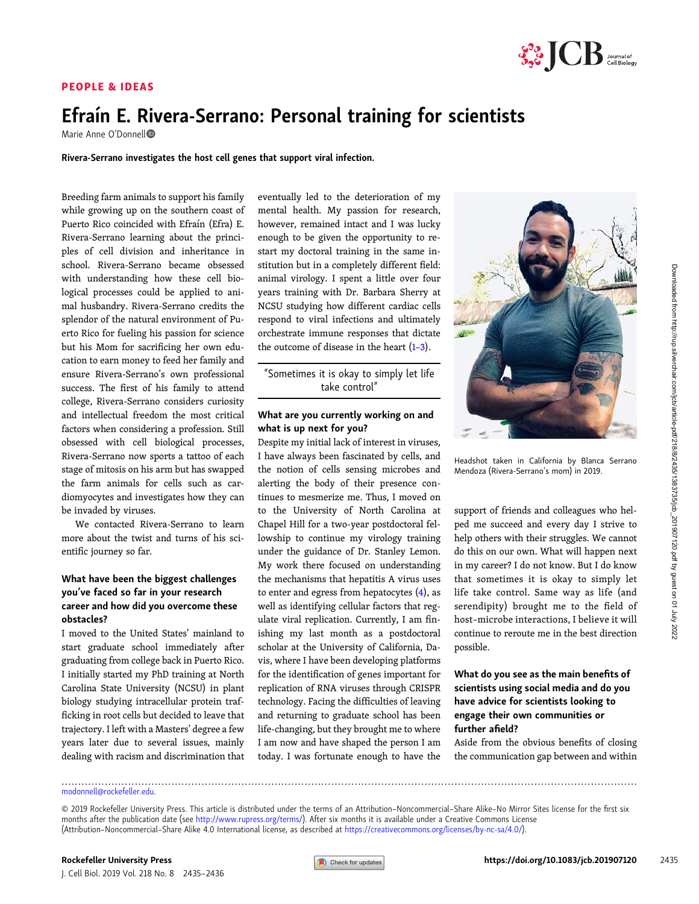PEOPLE & IDEAS

# Efraín E. Rivera-Serrano: Personal training for scientists

Marie Anne O'Donnell

**Rivera-Serrano investigates the host cell genes that support viral infection.**

Breeding farm animals to support his family while growing up on the southern coast of Puerto Rico coincided with Efraín (Efra) E. Rivera-Serrano learning about the principles of cell division and inheritance in school. Rivera-Serrano became obsessed with understanding how these cell biological processes could be applied to animal husbandry. Rivera-Serrano credits the splendor of the natural environment of Puerto Rico for fueling his passion for science but his Mom for sacrificing her own education to earn money to feed her family and ensure Rivera-Serrano's own professional success. The first of his family to attend college, Rivera-Serrano considers curiosity and intellectual freedom the most critical factors when considering a profession. Still obsessed with cell biological processes, Rivera-Serrano now sports a tattoo of each stage of mitosis on his arm but has swapped the farm animals for cells such as cardiomyocytes and investigates how they can be invaded by viruses.

We contacted Rivera-Serrano to learn more about the twist and turns of his scientific journey so far.

### What have been the biggest challenges you've faced so far in your research career and how did you overcome these obstacles?

I moved to the United States' mainland to start graduate school immediately after graduating from college back in Puerto Rico. I initially started my PhD training at North Carolina State University (NCSU) in plant biology studying intracellular protein trafficking in root cells but decided to leave that trajectory. I left with a Masters' degree a few years later due to several issues, mainly dealing with racism and discrimination that eventually led to the deterioration of my mental health. My passion for research, however, remained intact and I was lucky enough to be given the opportunity to restart my doctoral training in the same institution but in a completely different field: animal virology. I spent a little over four years training with Dr. Barbara Sherry at NCSU studying how different cardiac cells respond to viral infections and ultimately orchestrate immune responses that dictate the outcome of disease in the heart (1–3).

> "Sometimes it is okay to simply let life take control"

### What are you currently working on and what is up next for you?

Despite my initial lack of interest in viruses, I have always been fascinated by cells, and the notion of cells sensing microbes and alerting the body of their presence continues to mesmerize me. Thus, I moved on to the University of North Carolina at Chapel Hill for a two-year postdoctoral fellowship to continue my virology training under the guidance of Dr. Stanley Lemon. My work there focused on understanding the mechanisms that hepatitis A virus uses to enter and egress from hepatocytes (4), as well as identifying cellular factors that regulate viral replication. Currently, I am finishing my last month as a postdoctoral scholar at the University of California, Davis, where I have been developing platforms for the identification of genes important for replication of RNA viruses through CRISPR technology. Facing the difficulties of leaving and returning to graduate school has been life-changing, but they brought me to where I am now and have shaped the person I am today. I was fortunate enough to have the support of friends and colleagues who helped me succeed and every day I strive to help others with their struggles. We cannot do this on our own. What will happen next in my career? I do not know. But I do know that sometimes it is okay to simply let life take control. Same way as life (and serendipity) brought me to the field of host–microbe interactions, I believe it will continue to reroute me in the best direction possible.

Headshot taken in California by Blanca Serrano Mendoza (Rivera-Serrano's mom) in 2019.

### What do you see as the main benefits of scientists using social media and do you have advice for scientists looking to engage their own communities or further afield?

Aside from the obvious benefits of closing the communication gap between and within

modonnell@rockefeller.edu.

© 2019 Rockefeller University Press. This article is distributed under the terms of an Attribution–Noncommercial–Share Alike–No Mirror Sites license for the first six months after the publication date (see http://www.rupress.org/terms/). After six months it is available under a Creative Commons License (Attribution–Noncommercial–Share Alike 4.0 International license, as described at https://creativecommons.org/licenses/by-nc-sa/4.0/).

Rockefeller University Press

https://doi.org/10.1083/jcb.201907120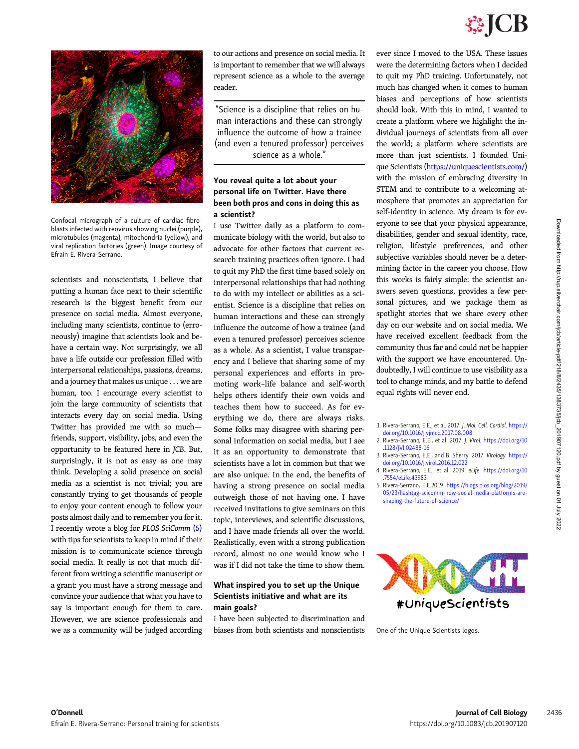Confocal micrograph of a culture of cardiac fibroblasts infected with reovirus showing nuclei (purple), microtubules (magenta), mitochondria (yellow), and viral replication factories (green). Image courtesy of Efraín E. Rivera-Serrano.

scientists and nonscientists, I believe that putting a human face next to their scientific research is the biggest benefit from our presence on social media. Almost everyone, including many scientists, continue to (erroneously) imagine that scientists look and behave a certain way. Not surprisingly, we all have a life outside our profession filled with interpersonal relationships, passions, dreams, and a journey that makes us unique . . . we are human, too. I encourage every scientist to join the large community of scientists that interacts every day on social media. Using Twitter has provided me with so much—friends, support, visibility, jobs, and even the opportunity to be featured here in *JCB*. But, surprisingly, it is not as easy as one may think. Developing a solid presence on social media as a scientist is not trivial; you are constantly trying to get thousands of people to enjoy your content enough to follow your posts almost daily and to remember you for it. I recently wrote a blog for *PLOS SciComm* (5) with tips for scientists to keep in mind if their mission is to communicate science through social media. It really is not that much different from writing a scientific manuscript or a grant: you must have a strong message and convince your audience that what you have to say is important enough for them to care. However, we are science professionals and we as a community will be judged according to our actions and presence on social media. It is important to remember that we will always represent science as a whole to the average reader.

> "Science is a discipline that relies on human interactions and these can strongly influence the outcome of how a trainee (and even a tenured professor) perceives science as a whole."

**You reveal quite a lot about your personal life on Twitter. Have there been both pros and cons in doing this as a scientist?**

I use Twitter daily as a platform to communicate biology with the world, but also to advocate for other factors that current research training practices often ignore. I had to quit my PhD the first time based solely on interpersonal relationships that had nothing to do with my intellect or abilities as a scientist. Science is a discipline that relies on human interactions and these can strongly influence the outcome of how a trainee (and even a tenured professor) perceives science as a whole. As a scientist, I value transparency and I believe that sharing some of my personal experiences and efforts in promoting work–life balance and self-worth helps others identify their own voids and teaches them how to succeed. As for everything we do, there are always risks. Some folks may disagree with sharing personal information on social media, but I see it as an opportunity to demonstrate that scientists have a lot in common but that we are also unique. In the end, the benefits of having a strong presence on social media outweigh those of not having one. I have received invitations to give seminars on this topic, interviews, and scientific discussions, and I have made friends all over the world. Realistically, even with a strong publication record, almost no one would know who I was if I did not take the time to show them.

**What inspired you to set up the Unique Scientists initiative and what are its main goals?**

I have been subjected to discrimination and biases from both scientists and nonscientists ever since I moved to the USA. These issues were the determining factors when I decided to quit my PhD training. Unfortunately, not much has changed when it comes to human biases and perceptions of how scientists should look. With this in mind, I wanted to create a platform where we highlight the individual journeys of scientists from all over the world; a platform where scientists are more than just scientists. I founded Unique Scientists (https://uniquescientists.com/) with the mission of embracing diversity in STEM and to contribute to a welcoming atmosphere that promotes an appreciation for self-identity in science. My dream is for everyone to see that your physical appearance, disabilities, gender and sexual identity, race, religion, lifestyle preferences, and other subjective variables should never be a determining factor in the career you choose. How this works is fairly simple: the scientist answers seven questions, provides a few personal pictures, and we package them as spotlight stories that we share every other day on our website and on social media. We have received excellent feedback from the community thus far and could not be happier with the support we have encountered. Undoubtedly, I will continue to use visibility as a tool to change minds, and my battle to defend equal rights will never end.

1. Rivera-Serrano, E.E., et al. 2017. *J. Mol. Cell. Cardiol.* https://doi.org/10.1016/j.yjmcc.2017.08.008
2. Rivera-Serrano, E.E., et al. 2017. *J. Virol.* https://doi.org/10.1128/JVI.02488-16
3. Rivera-Serrano, E.E., and B. Sherry. 2017. *Virology.* https://doi.org/10.1016/j.virol.2016.12.022
4. Rivera-Serrano, E.E., et al. 2019. *eLife.* https://doi.org/10.7554/eLife.43983
5. Rivera-Serrano, E.E.2019. https://blogs.plos.org/blog/2019/05/23/hashtag-scicomm-how-social-media-platforms-are-shaping-the-future-of-science/

#UniqueScientists

One of the Unique Scientists logos.